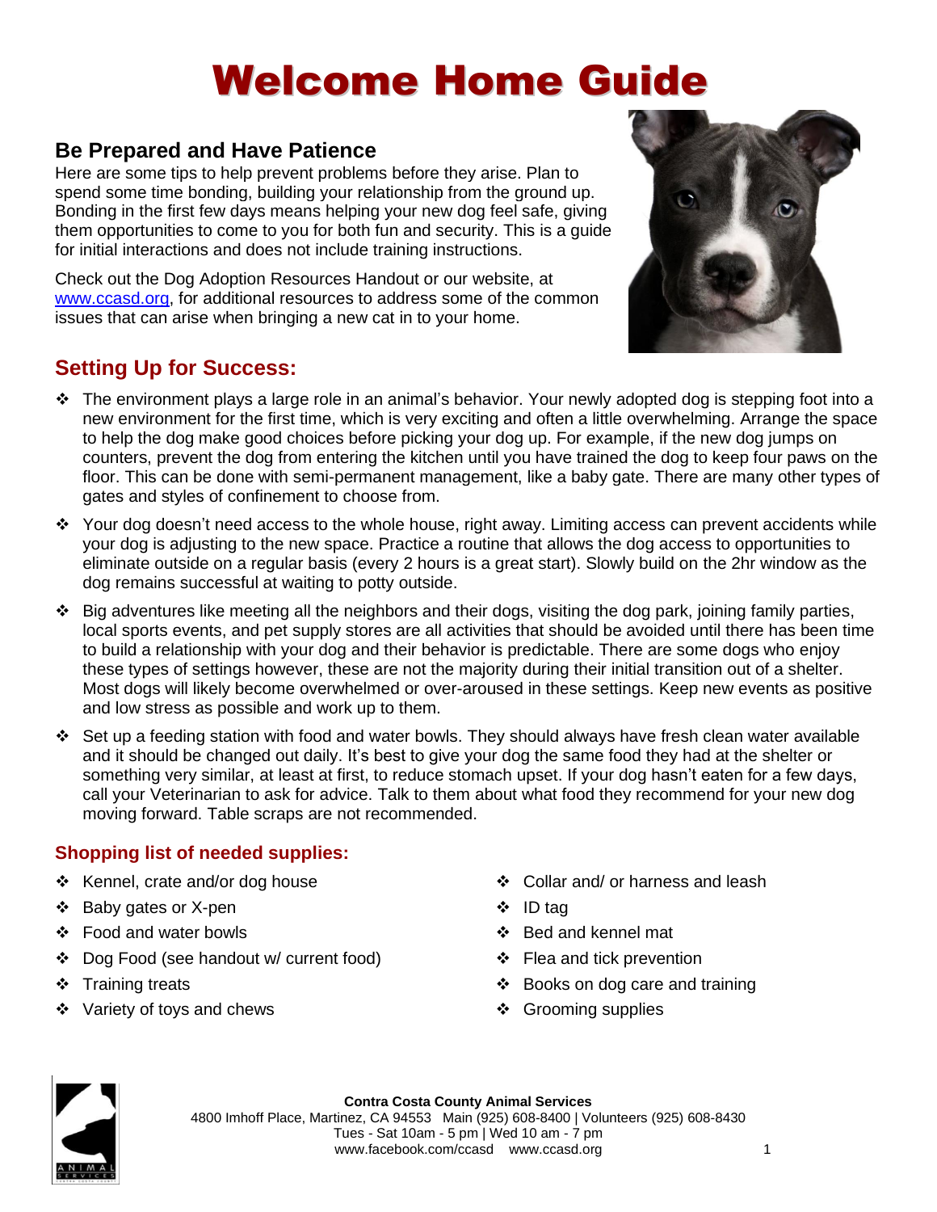# Welcome Home Guide

## Be Prepared and Have Patience

Here are some tips to help prevent problems before they arise. Plan to spend some time bonding, building your relationship from the ground up. Bonding in the first few days means helping your new dog feel safe, giving them opportunities to come to you for both fun and security. This is a guide for initial interactions and does not include training instructions.

Check out the Dog Adoption Resources Handout or our website, at www.ccasd.org, for additional resources to address some of the common issues that can arise when bringing a new cat in to your home.

## Setting Up for Success:

- The environment plays a large role in an animal's behavior. Your newly adopted dog is stepping foot into a new environment for the first time, which is very exciting and often a little overwhelming. Arrange the space to help the dog make good choices before picking your dog up. For example, if the new dog jumps on counters, prevent the dog from entering the kitchen until you have trained the dog to keep four paws on the floor. This can be done with semi-permanent management, like a baby gate. There are many other types of gates and styles of confinement to choose from.
- Your dog doesn't need access to the whole house, right away. Limiting access can prevent accidents while your dog is adjusting to the new space. Practice a routine that allows the dog access to opportunities to eliminate outside on a regular basis (every 2 hours is a great start). Slowly build on the 2hr window as the dog remains successful at waiting to potty outside.
- Big adventures like meeting all the neighbors and their dogs, visiting the dog park, joining family parties, local sports events, and pet supply stores are all activities that should be avoided until there has been time to build a relationship with your dog and their behavior is predictable. There are some dogs who enjoy these types of settings however, these are not the majority during their initial transition out of a shelter. Most dogs will likely become overwhelmed or over-aroused in these settings. Keep new events as positive and low stress as possible and work up to them.
- Set up a feeding station with food and water bowls. They should always have fresh clean water available and it should be changed out daily. It's best to give your dog the same food they had at the shelter or something very similar, at least at first, to reduce stomach upset. If your dog hasn't eaten for a few days, call your Veterinarian to ask for advice. Talk to them about what food they recommend for your new dog moving forward. Table scraps are not recommended.

### Shopping list of needed supplies:

- Kennel, crate and/or dog house
- Baby gates or X-pen
- Food and water bowls
- Dog Food (see handout w/ current food)
- Training treats
- Variety of toys and chews
- Collar and/ or harness and leash
- ID tag
- Bed and kennel mat
- Flea and tick prevention
- Books on dog care and training
- Grooming supplies

**Contra Costa County Animal Services**
4800 Imhoff Place, Martinez, CA 94553 Main (925) 608-8400 | Volunteers (925) 608-8430
Tues - Sat 10am - 5 pm | Wed 10 am - 7 pm
www.facebook.com/ccasd www.ccasd.org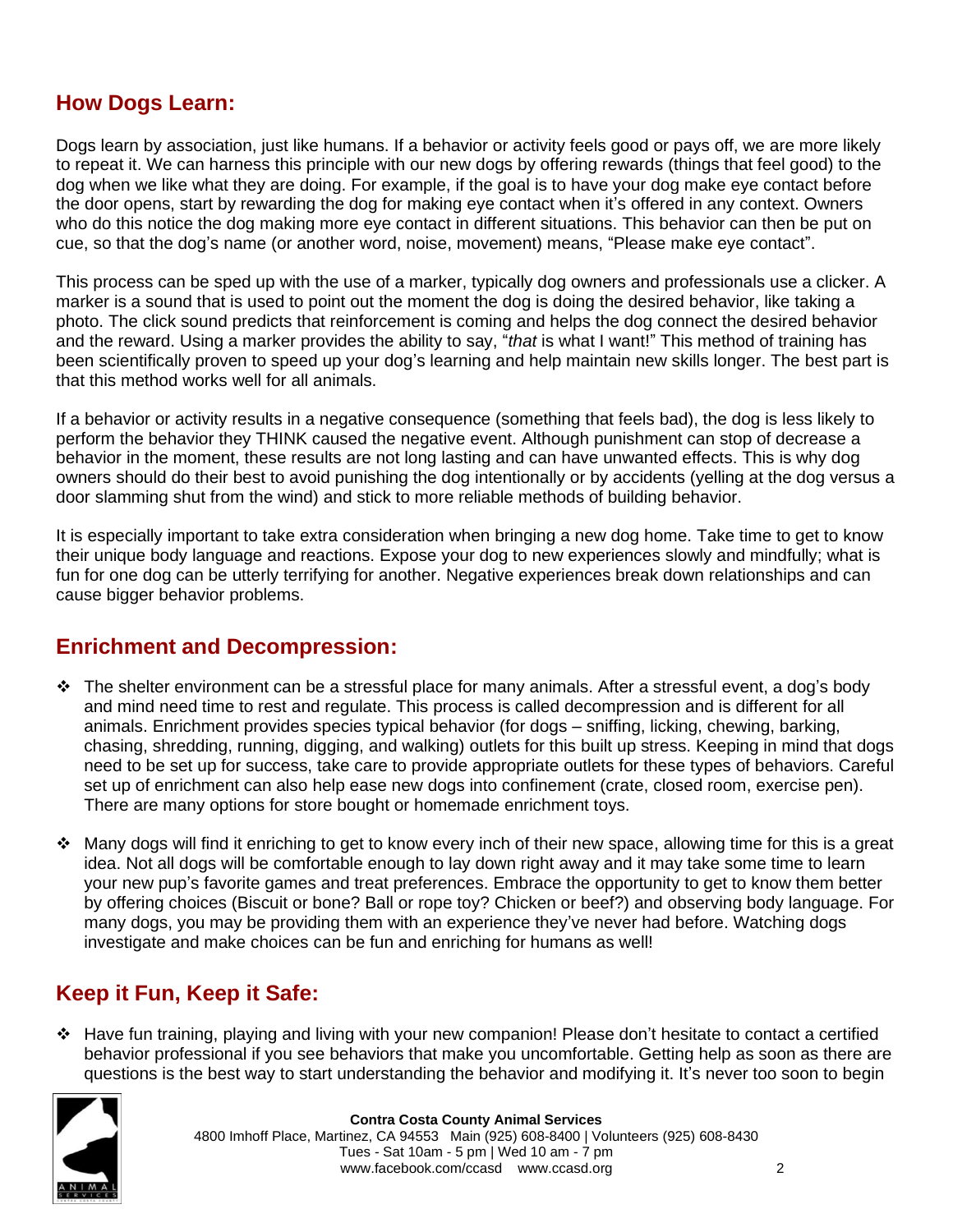## How Dogs Learn:

Dogs learn by association, just like humans. If a behavior or activity feels good or pays off, we are more likely to repeat it. We can harness this principle with our new dogs by offering rewards (things that feel good) to the dog when we like what they are doing. For example, if the goal is to have your dog make eye contact before the door opens, start by rewarding the dog for making eye contact when it's offered in any context. Owners who do this notice the dog making more eye contact in different situations. This behavior can then be put on cue, so that the dog's name (or another word, noise, movement) means, "Please make eye contact".

This process can be sped up with the use of a marker, typically dog owners and professionals use a clicker. A marker is a sound that is used to point out the moment the dog is doing the desired behavior, like taking a photo. The click sound predicts that reinforcement is coming and helps the dog connect the desired behavior and the reward. Using a marker provides the ability to say, "*that* is what I want!" This method of training has been scientifically proven to speed up your dog's learning and help maintain new skills longer. The best part is that this method works well for all animals.

If a behavior or activity results in a negative consequence (something that feels bad), the dog is less likely to perform the behavior they THINK caused the negative event. Although punishment can stop of decrease a behavior in the moment, these results are not long lasting and can have unwanted effects. This is why dog owners should do their best to avoid punishing the dog intentionally or by accidents (yelling at the dog versus a door slamming shut from the wind) and stick to more reliable methods of building behavior.

It is especially important to take extra consideration when bringing a new dog home. Take time to get to know their unique body language and reactions. Expose your dog to new experiences slowly and mindfully; what is fun for one dog can be utterly terrifying for another. Negative experiences break down relationships and can cause bigger behavior problems.

## Enrichment and Decompression:

- The shelter environment can be a stressful place for many animals. After a stressful event, a dog's body and mind need time to rest and regulate. This process is called decompression and is different for all animals. Enrichment provides species typical behavior (for dogs – sniffing, licking, chewing, barking, chasing, shredding, running, digging, and walking) outlets for this built up stress. Keeping in mind that dogs need to be set up for success, take care to provide appropriate outlets for these types of behaviors. Careful set up of enrichment can also help ease new dogs into confinement (crate, closed room, exercise pen). There are many options for store bought or homemade enrichment toys.

- Many dogs will find it enriching to get to know every inch of their new space, allowing time for this is a great idea. Not all dogs will be comfortable enough to lay down right away and it may take some time to learn your new pup's favorite games and treat preferences. Embrace the opportunity to get to know them better by offering choices (Biscuit or bone? Ball or rope toy? Chicken or beef?) and observing body language. For many dogs, you may be providing them with an experience they've never had before. Watching dogs investigate and make choices can be fun and enriching for humans as well!

## Keep it Fun, Keep it Safe:

- Have fun training, playing and living with your new companion! Please don't hesitate to contact a certified behavior professional if you see behaviors that make you uncomfortable. Getting help as soon as there are questions is the best way to start understanding the behavior and modifying it. It's never too soon to begin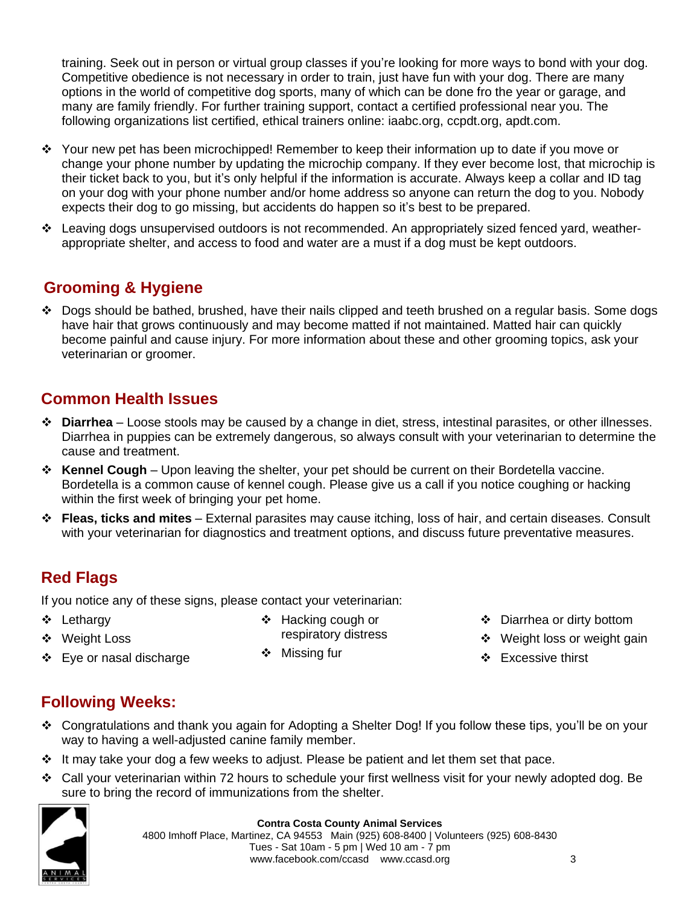training. Seek out in person or virtual group classes if you're looking for more ways to bond with your dog. Competitive obedience is not necessary in order to train, just have fun with your dog. There are many options in the world of competitive dog sports, many of which can be done fro the year or garage, and many are family friendly. For further training support, contact a certified professional near you. The following organizations list certified, ethical trainers online: iaabc.org, ccpdt.org, apdt.com.

- Your new pet has been microchipped! Remember to keep their information up to date if you move or change your phone number by updating the microchip company. If they ever become lost, that microchip is their ticket back to you, but it's only helpful if the information is accurate. Always keep a collar and ID tag on your dog with your phone number and/or home address so anyone can return the dog to you. Nobody expects their dog to go missing, but accidents do happen so it's best to be prepared.
- Leaving dogs unsupervised outdoors is not recommended. An appropriately sized fenced yard, weather-appropriate shelter, and access to food and water are a must if a dog must be kept outdoors.

## Grooming & Hygiene

- Dogs should be bathed, brushed, have their nails clipped and teeth brushed on a regular basis. Some dogs have hair that grows continuously and may become matted if not maintained. Matted hair can quickly become painful and cause injury. For more information about these and other grooming topics, ask your veterinarian or groomer.

## Common Health Issues

- **Diarrhea** – Loose stools may be caused by a change in diet, stress, intestinal parasites, or other illnesses. Diarrhea in puppies can be extremely dangerous, so always consult with your veterinarian to determine the cause and treatment.
- **Kennel Cough** – Upon leaving the shelter, your pet should be current on their Bordetella vaccine. Bordetella is a common cause of kennel cough. Please give us a call if you notice coughing or hacking within the first week of bringing your pet home.
- **Fleas, ticks and mites** – External parasites may cause itching, loss of hair, and certain diseases. Consult with your veterinarian for diagnostics and treatment options, and discuss future preventative measures.

## Red Flags

If you notice any of these signs, please contact your veterinarian:

- Lethargy
- Weight Loss
- Eye or nasal discharge
- Hacking cough or respiratory distress
- Missing fur
- Diarrhea or dirty bottom
- Weight loss or weight gain
- Excessive thirst

## Following Weeks:

- Congratulations and thank you again for Adopting a Shelter Dog! If you follow these tips, you'll be on your way to having a well-adjusted canine family member.
- It may take your dog a few weeks to adjust. Please be patient and let them set that pace.
- Call your veterinarian within 72 hours to schedule your first wellness visit for your newly adopted dog. Be sure to bring the record of immunizations from the shelter.

**Contra Costa County Animal Services**
4800 Imhoff Place, Martinez, CA 94553 Main (925) 608-8400 | Volunteers (925) 608-8430
Tues - Sat 10am - 5 pm | Wed 10 am - 7 pm
www.facebook.com/ccasd www.ccasd.org